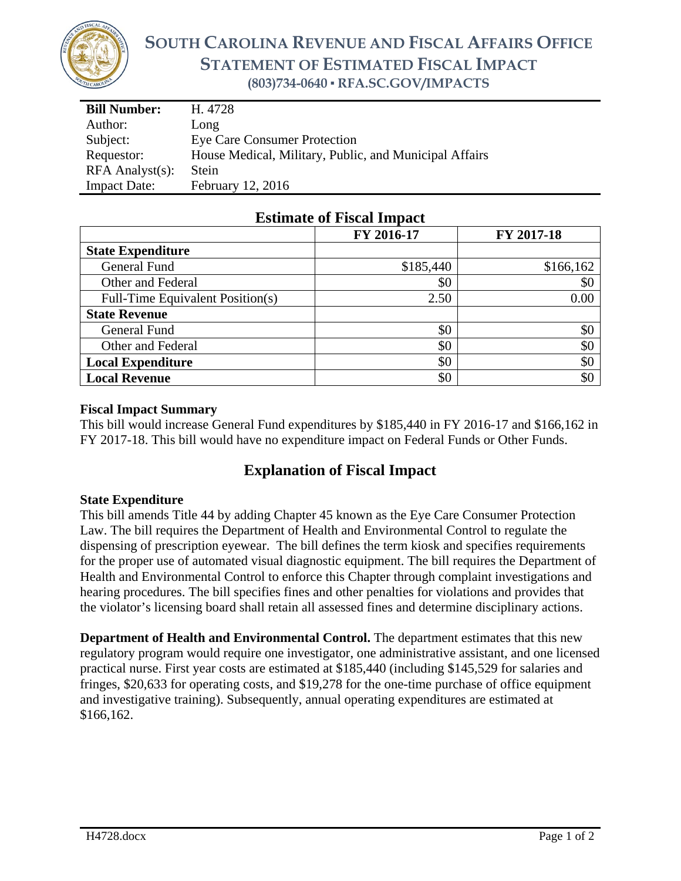# SOUTH CAROLINA REVENUE AND FISCAL AFFAIRS OFFICE
## STATEMENT OF ESTIMATED FISCAL IMPACT
**(803)734-0640 ▪ RFA.SC.GOV/IMPACTS**

| **Bill Number:** | H. 4728 |
|---|---|
| Author: | Long |
| Subject: | Eye Care Consumer Protection |
| Requestor: | House Medical, Military, Public, and Municipal Affairs |
| RFA Analyst(s): | Stein |
| Impact Date: | February 12, 2016 |

## Estimate of Fiscal Impact

| | FY 2016-17 | FY 2017-18 |
|---|---|---|
| **State Expenditure** | | |
| General Fund | $185,440 | $166,162 |
| Other and Federal | $0 | $0 |
| Full-Time Equivalent Position(s) | 2.50 | 0.00 |
| **State Revenue** | | |
| General Fund | $0 | $0 |
| Other and Federal | $0 | $0 |
| **Local Expenditure** | $0 | $0 |
| **Local Revenue** | $0 | $0 |

**Fiscal Impact Summary**

This bill would increase General Fund expenditures by $185,440 in FY 2016-17 and $166,162 in FY 2017-18. This bill would have no expenditure impact on Federal Funds or Other Funds.

## Explanation of Fiscal Impact

**State Expenditure**

This bill amends Title 44 by adding Chapter 45 known as the Eye Care Consumer Protection Law. The bill requires the Department of Health and Environmental Control to regulate the dispensing of prescription eyewear. The bill defines the term kiosk and specifies requirements for the proper use of automated visual diagnostic equipment. The bill requires the Department of Health and Environmental Control to enforce this Chapter through complaint investigations and hearing procedures. The bill specifies fines and other penalties for violations and provides that the violator's licensing board shall retain all assessed fines and determine disciplinary actions.

**Department of Health and Environmental Control.** The department estimates that this new regulatory program would require one investigator, one administrative assistant, and one licensed practical nurse. First year costs are estimated at $185,440 (including $145,529 for salaries and fringes, $20,633 for operating costs, and $19,278 for the one-time purchase of office equipment and investigative training). Subsequently, annual operating expenditures are estimated at $166,162.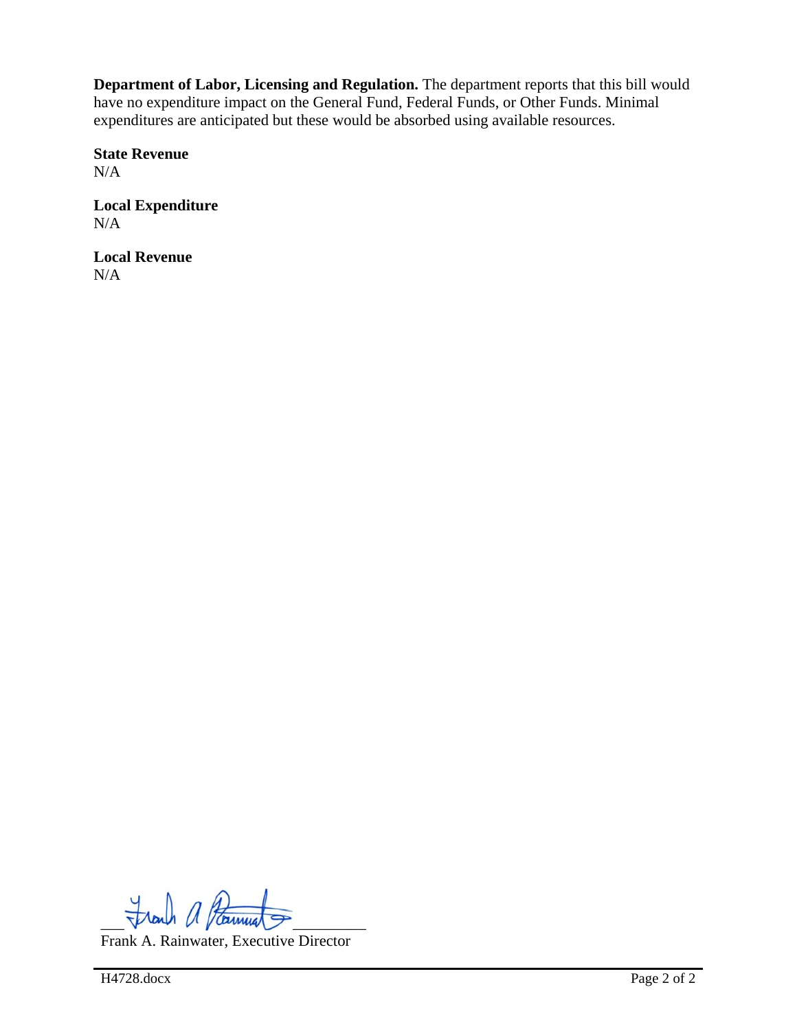**Department of Labor, Licensing and Regulation.** The department reports that this bill would have no expenditure impact on the General Fund, Federal Funds, or Other Funds. Minimal expenditures are anticipated but these would be absorbed using available resources.

**State Revenue**
N/A

**Local Expenditure**
N/A

**Local Revenue**
N/A

Frank A. Rainwater, Executive Director